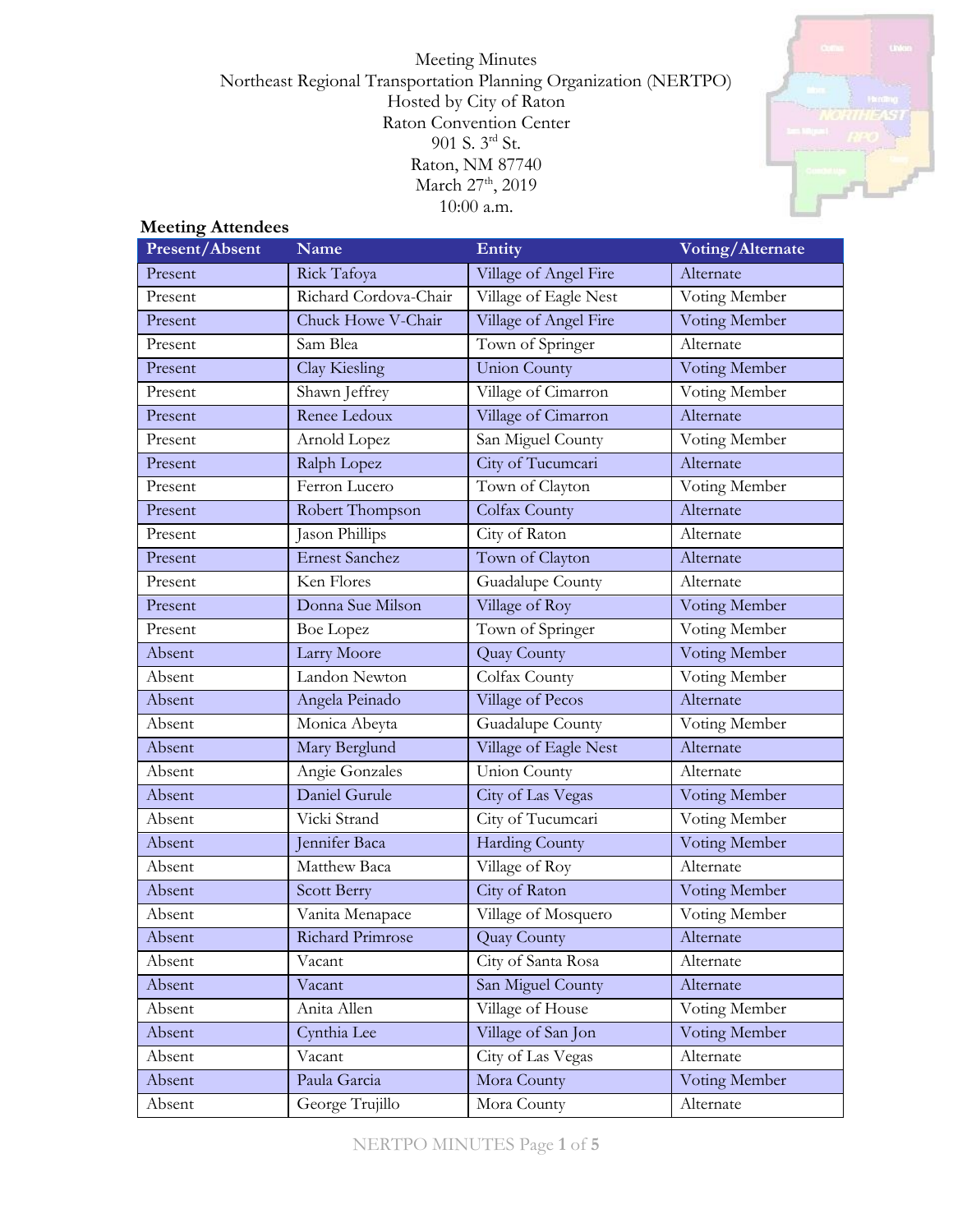Meeting Minutes
Northeast Regional Transportation Planning Organization (NERTPO)
Hosted by City of Raton
Raton Convention Center
901 S. 3rd St.
Raton, NM 87740
March 27th, 2019
10:00 a.m.

**Meeting Attendees**

| Present/Absent | Name | Entity | Voting/Alternate |
|---|---|---|---|
| Present | Rick Tafoya | Village of Angel Fire | Alternate |
| Present | Richard Cordova-Chair | Village of Eagle Nest | Voting Member |
| Present | Chuck Howe V-Chair | Village of Angel Fire | Voting Member |
| Present | Sam Blea | Town of Springer | Alternate |
| Present | Clay Kiesling | Union County | Voting Member |
| Present | Shawn Jeffrey | Village of Cimarron | Voting Member |
| Present | Renee Ledoux | Village of Cimarron | Alternate |
| Present | Arnold Lopez | San Miguel County | Voting Member |
| Present | Ralph Lopez | City of Tucumcari | Alternate |
| Present | Ferron Lucero | Town of Clayton | Voting Member |
| Present | Robert Thompson | Colfax County | Alternate |
| Present | Jason Phillips | City of Raton | Alternate |
| Present | Ernest Sanchez | Town of Clayton | Alternate |
| Present | Ken Flores | Guadalupe County | Alternate |
| Present | Donna Sue Milson | Village of Roy | Voting Member |
| Present | Boe Lopez | Town of Springer | Voting Member |
| Absent | Larry Moore | Quay County | Voting Member |
| Absent | Landon Newton | Colfax County | Voting Member |
| Absent | Angela Peinado | Village of Pecos | Alternate |
| Absent | Monica Abeyta | Guadalupe County | Voting Member |
| Absent | Mary Berglund | Village of Eagle Nest | Alternate |
| Absent | Angie Gonzales | Union County | Alternate |
| Absent | Daniel Gurule | City of Las Vegas | Voting Member |
| Absent | Vicki Strand | City of Tucumcari | Voting Member |
| Absent | Jennifer Baca | Harding County | Voting Member |
| Absent | Matthew Baca | Village of Roy | Alternate |
| Absent | Scott Berry | City of Raton | Voting Member |
| Absent | Vanita Menapace | Village of Mosquero | Voting Member |
| Absent | Richard Primrose | Quay County | Alternate |
| Absent | Vacant | City of Santa Rosa | Alternate |
| Absent | Vacant | San Miguel County | Alternate |
| Absent | Anita Allen | Village of House | Voting Member |
| Absent | Cynthia Lee | Village of San Jon | Voting Member |
| Absent | Vacant | City of Las Vegas | Alternate |
| Absent | Paula Garcia | Mora County | Voting Member |
| Absent | George Trujillo | Mora County | Alternate |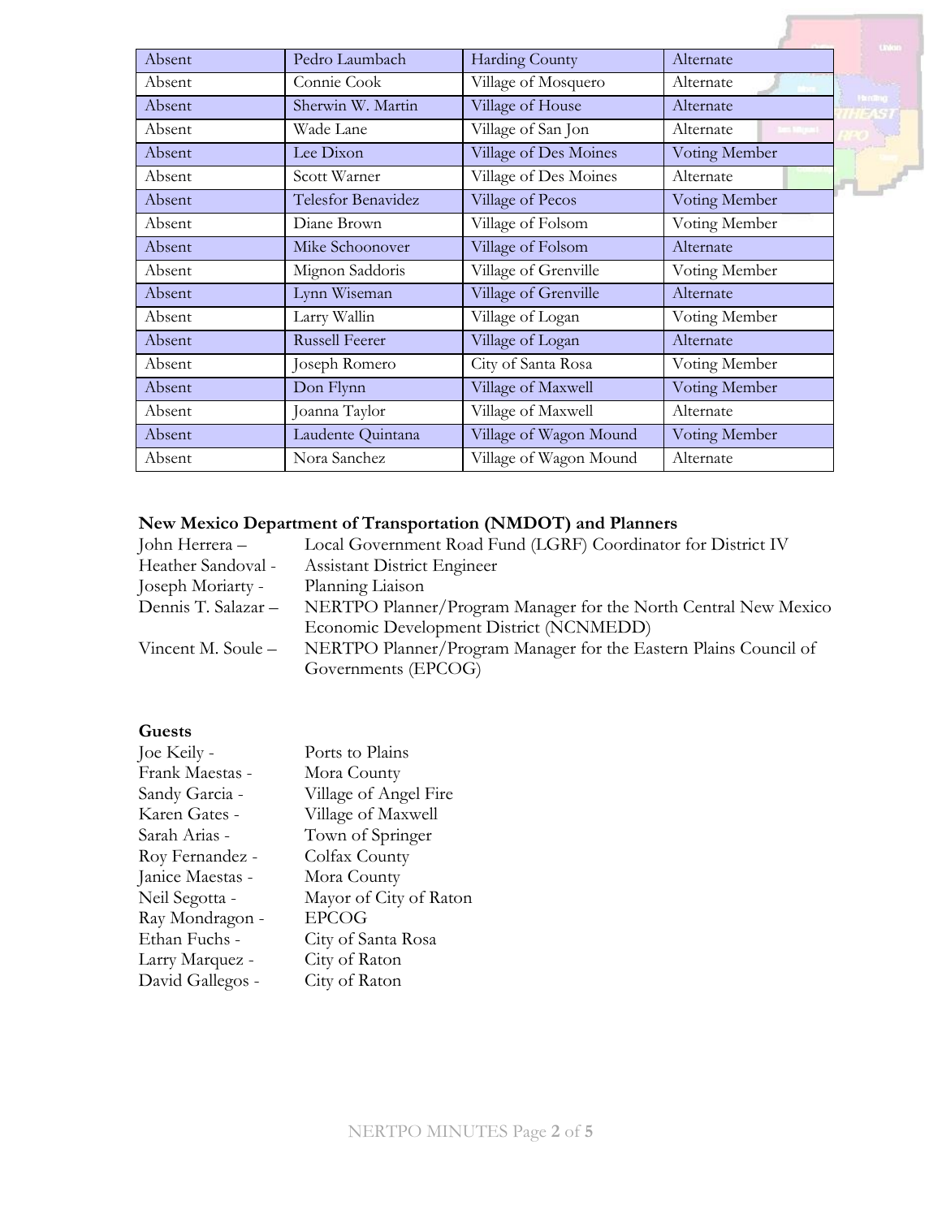| Absent | Pedro Laumbach | Harding County | Alternate |
|---|---|---|---|
| Absent | Connie Cook | Village of Mosquero | Alternate |
| Absent | Sherwin W. Martin | Village of House | Alternate |
| Absent | Wade Lane | Village of San Jon | Alternate |
| Absent | Lee Dixon | Village of Des Moines | Voting Member |
| Absent | Scott Warner | Village of Des Moines | Alternate |
| Absent | Telesfor Benavidez | Village of Pecos | Voting Member |
| Absent | Diane Brown | Village of Folsom | Voting Member |
| Absent | Mike Schoonover | Village of Folsom | Alternate |
| Absent | Mignon Saddoris | Village of Grenville | Voting Member |
| Absent | Lynn Wiseman | Village of Grenville | Alternate |
| Absent | Larry Wallin | Village of Logan | Voting Member |
| Absent | Russell Feerer | Village of Logan | Alternate |
| Absent | Joseph Romero | City of Santa Rosa | Voting Member |
| Absent | Don Flynn | Village of Maxwell | Voting Member |
| Absent | Joanna Taylor | Village of Maxwell | Alternate |
| Absent | Laudente Quintana | Village of Wagon Mound | Voting Member |
| Absent | Nora Sanchez | Village of Wagon Mound | Alternate |

**New Mexico Department of Transportation (NMDOT) and Planners**

John Herrera – Local Government Road Fund (LGRF) Coordinator for District IV
Heather Sandoval - Assistant District Engineer
Joseph Moriarty - Planning Liaison
Dennis T. Salazar – NERTPO Planner/Program Manager for the North Central New Mexico Economic Development District (NCNMEDD)
Vincent M. Soule – NERTPO Planner/Program Manager for the Eastern Plains Council of Governments (EPCOG)

**Guests**

Joe Keily - Ports to Plains
Frank Maestas - Mora County
Sandy Garcia - Village of Angel Fire
Karen Gates - Village of Maxwell
Sarah Arias - Town of Springer
Roy Fernandez - Colfax County
Janice Maestas - Mora County
Neil Segotta - Mayor of City of Raton
Ray Mondragon - EPCOG
Ethan Fuchs - City of Santa Rosa
Larry Marquez - City of Raton
David Gallegos - City of Raton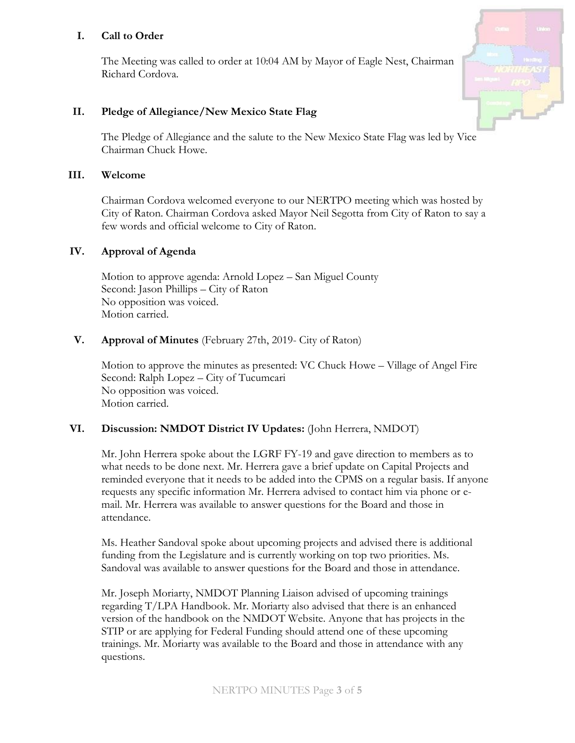## I. Call to Order

The Meeting was called to order at 10:04 AM by Mayor of Eagle Nest, Chairman Richard Cordova.

## II. Pledge of Allegiance/New Mexico State Flag

The Pledge of Allegiance and the salute to the New Mexico State Flag was led by Vice Chairman Chuck Howe.

## III. Welcome

Chairman Cordova welcomed everyone to our NERTPO meeting which was hosted by City of Raton. Chairman Cordova asked Mayor Neil Segotta from City of Raton to say a few words and official welcome to City of Raton.

## IV. Approval of Agenda

Motion to approve agenda: Arnold Lopez – San Miguel County
Second: Jason Phillips – City of Raton
No opposition was voiced.
Motion carried.

## V. Approval of Minutes (February 27th, 2019- City of Raton)

Motion to approve the minutes as presented: VC Chuck Howe – Village of Angel Fire
Second: Ralph Lopez – City of Tucumcari
No opposition was voiced.
Motion carried.

## VI. Discussion: NMDOT District IV Updates: (John Herrera, NMDOT)

Mr. John Herrera spoke about the LGRF FY-19 and gave direction to members as to what needs to be done next. Mr. Herrera gave a brief update on Capital Projects and reminded everyone that it needs to be added into the CPMS on a regular basis. If anyone requests any specific information Mr. Herrera advised to contact him via phone or e-mail. Mr. Herrera was available to answer questions for the Board and those in attendance.

Ms. Heather Sandoval spoke about upcoming projects and advised there is additional funding from the Legislature and is currently working on top two priorities. Ms. Sandoval was available to answer questions for the Board and those in attendance.

Mr. Joseph Moriarty, NMDOT Planning Liaison advised of upcoming trainings regarding T/LPA Handbook. Mr. Moriarty also advised that there is an enhanced version of the handbook on the NMDOT Website. Anyone that has projects in the STIP or are applying for Federal Funding should attend one of these upcoming trainings. Mr. Moriarty was available to the Board and those in attendance with any questions.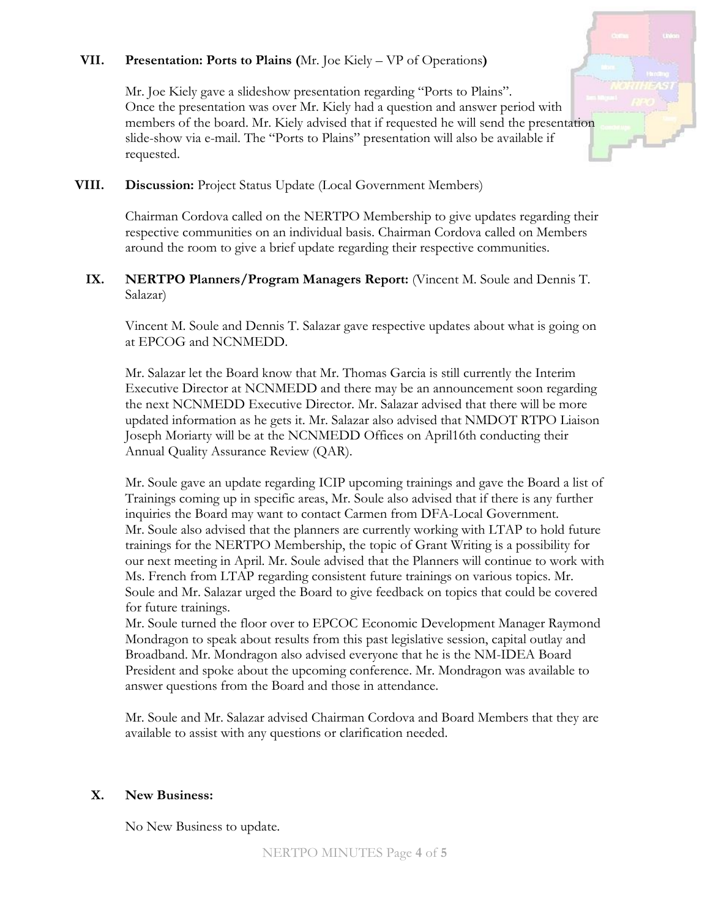**VII. Presentation: Ports to Plains (**Mr. Joe Kiely – VP of Operations**)**

Mr. Joe Kiely gave a slideshow presentation regarding "Ports to Plains". Once the presentation was over Mr. Kiely had a question and answer period with members of the board. Mr. Kiely advised that if requested he will send the presentation slide-show via e-mail. The "Ports to Plains" presentation will also be available if requested.

**VIII. Discussion:** Project Status Update (Local Government Members)

Chairman Cordova called on the NERTPO Membership to give updates regarding their respective communities on an individual basis. Chairman Cordova called on Members around the room to give a brief update regarding their respective communities.

**IX. NERTPO Planners/Program Managers Report:** (Vincent M. Soule and Dennis T. Salazar)

Vincent M. Soule and Dennis T. Salazar gave respective updates about what is going on at EPCOG and NCNMEDD.

Mr. Salazar let the Board know that Mr. Thomas Garcia is still currently the Interim Executive Director at NCNMEDD and there may be an announcement soon regarding the next NCNMEDD Executive Director. Mr. Salazar advised that there will be more updated information as he gets it. Mr. Salazar also advised that NMDOT RTPO Liaison Joseph Moriarty will be at the NCNMEDD Offices on April16th conducting their Annual Quality Assurance Review (QAR).

Mr. Soule gave an update regarding ICIP upcoming trainings and gave the Board a list of Trainings coming up in specific areas, Mr. Soule also advised that if there is any further inquiries the Board may want to contact Carmen from DFA-Local Government. Mr. Soule also advised that the planners are currently working with LTAP to hold future trainings for the NERTPO Membership, the topic of Grant Writing is a possibility for our next meeting in April. Mr. Soule advised that the Planners will continue to work with Ms. French from LTAP regarding consistent future trainings on various topics. Mr. Soule and Mr. Salazar urged the Board to give feedback on topics that could be covered for future trainings.
Mr. Soule turned the floor over to EPCOC Economic Development Manager Raymond Mondragon to speak about results from this past legislative session, capital outlay and Broadband. Mr. Mondragon also advised everyone that he is the NM-IDEA Board President and spoke about the upcoming conference. Mr. Mondragon was available to answer questions from the Board and those in attendance.

Mr. Soule and Mr. Salazar advised Chairman Cordova and Board Members that they are available to assist with any questions or clarification needed.

**X. New Business:**

No New Business to update.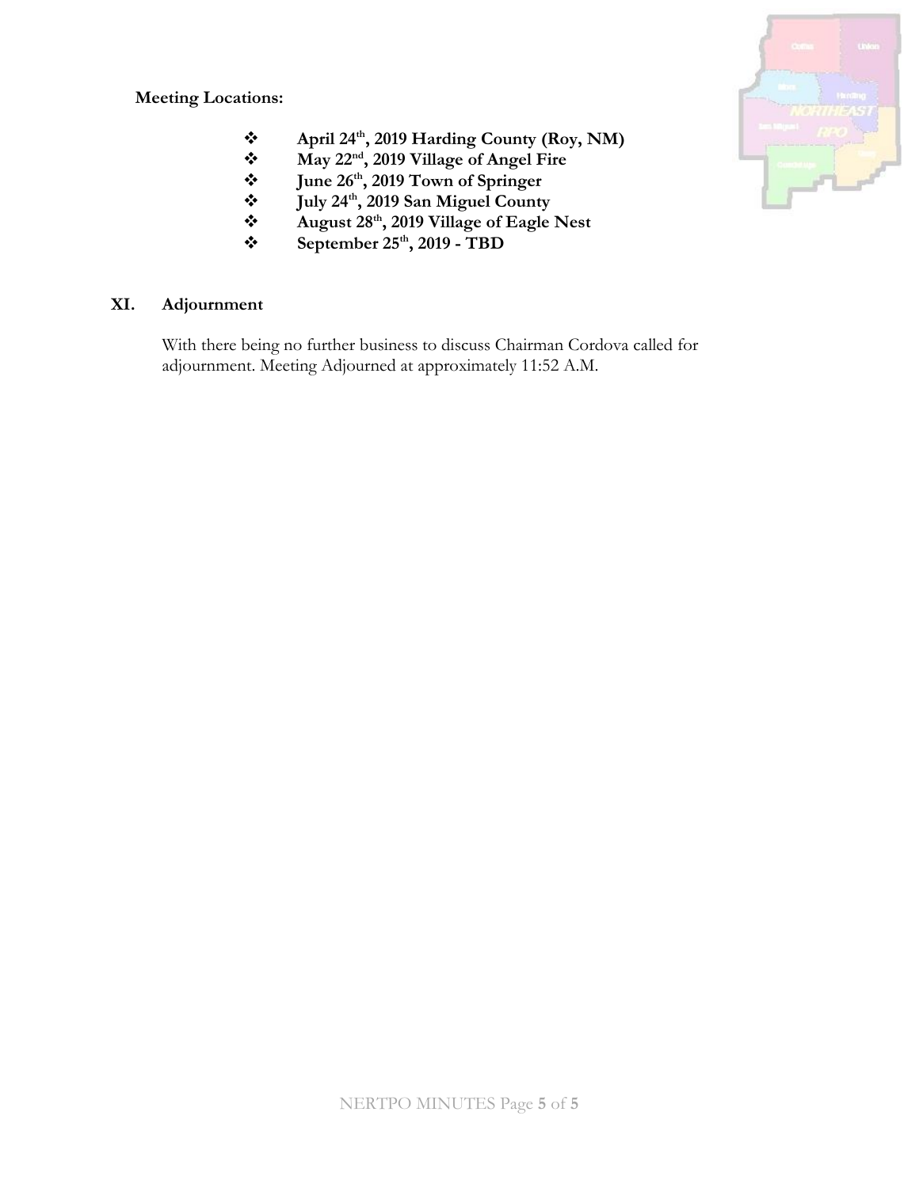**Meeting Locations:**

- **April 24th, 2019 Harding County (Roy, NM)**
- **May 22nd, 2019 Village of Angel Fire**
- **June 26th, 2019 Town of Springer**
- **July 24th, 2019 San Miguel County**
- **August 28th, 2019 Village of Eagle Nest**
- **September 25th, 2019 - TBD**

## XI. Adjournment

With there being no further business to discuss Chairman Cordova called for adjournment. Meeting Adjourned at approximately 11:52 A.M.